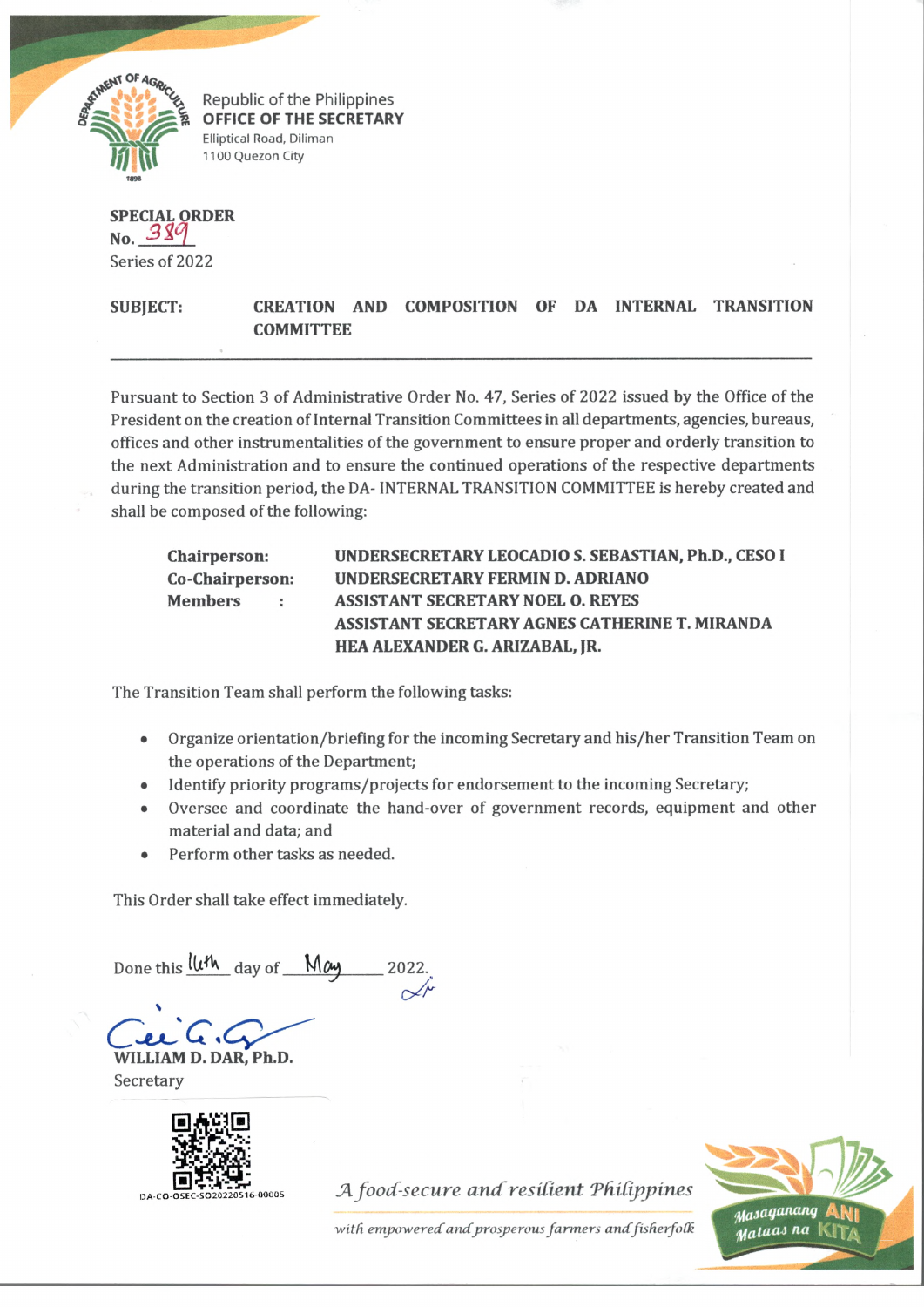Republic of the Philippines
**OFFICE OF THE SECRETARY**
Elliptical Road, Diliman
1100 Quezon City

**SPECIAL ORDER**
**No.** 389
Series of 2022

**SUBJECT:** **CREATION AND COMPOSITION OF DA INTERNAL TRANSITION COMMITTEE**

---

Pursuant to Section 3 of Administrative Order No. 47, Series of 2022 issued by the Office of the President on the creation of Internal Transition Committees in all departments, agencies, bureaus, offices and other instrumentalities of the government to ensure proper and orderly transition to the next Administration and to ensure the continued operations of the respective departments during the transition period, the DA- INTERNAL TRANSITION COMMITTEE is hereby created and shall be composed of the following:

| | |
|---|---|
| **Chairperson:** | **UNDERSECRETARY LEOCADIO S. SEBASTIAN, Ph.D., CESO I** |
| **Co-Chairperson:** | **UNDERSECRETARY FERMIN D. ADRIANO** |
| **Members :** | **ASSISTANT SECRETARY NOEL O. REYES** |
| | **ASSISTANT SECRETARY AGNES CATHERINE T. MIRANDA** |
| | **HEA ALEXANDER G. ARIZABAL, JR.** |

The Transition Team shall perform the following tasks:

- Organize orientation/briefing for the incoming Secretary and his/her Transition Team on the operations of the Department;
- Identify priority programs/projects for endorsement to the incoming Secretary;
- Oversee and coordinate the hand-over of government records, equipment and other material and data; and
- Perform other tasks as needed.

This Order shall take effect immediately.

Done this 16th day of May 2022.

**WILLIAM D. DAR, Ph.D.**
Secretary

DA-CO-OSEC-SO20220516-00005

*A food-secure and resilient Philippines*

*with empowered and prosperous farmers and fisherfolk*

Masaganang ANI Mataas na KITA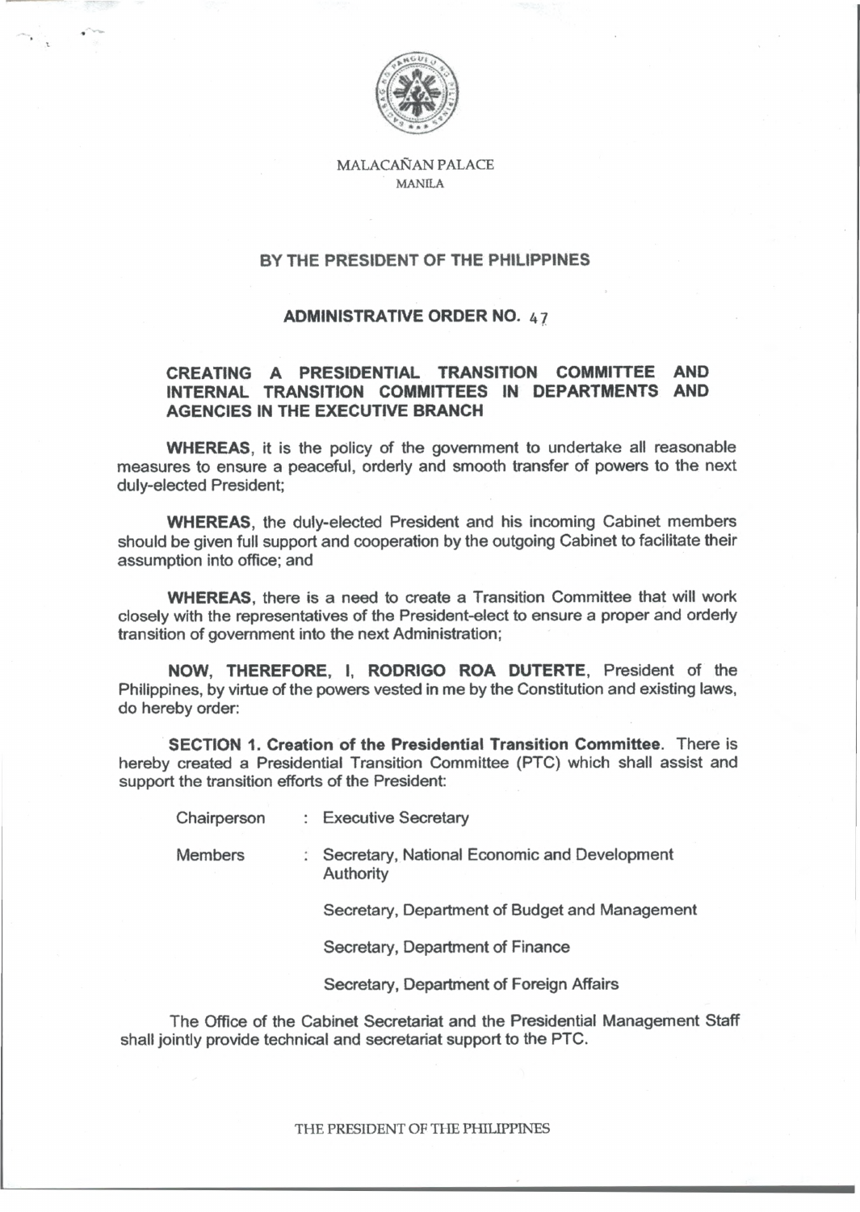MALACAÑAN PALACE
MANILA

**BY THE PRESIDENT OF THE PHILIPPINES**

**ADMINISTRATIVE ORDER NO. 47**

**CREATING A PRESIDENTIAL TRANSITION COMMITTEE AND INTERNAL TRANSITION COMMITTEES IN DEPARTMENTS AND AGENCIES IN THE EXECUTIVE BRANCH**

**WHEREAS**, it is the policy of the government to undertake all reasonable measures to ensure a peaceful, orderly and smooth transfer of powers to the next duly-elected President;

**WHEREAS**, the duly-elected President and his incoming Cabinet members should be given full support and cooperation by the outgoing Cabinet to facilitate their assumption into office; and

**WHEREAS**, there is a need to create a Transition Committee that will work closely with the representatives of the President-elect to ensure a proper and orderly transition of government into the next Administration;

**NOW, THEREFORE, I, RODRIGO ROA DUTERTE**, President of the Philippines, by virtue of the powers vested in me by the Constitution and existing laws, do hereby order:

**SECTION 1. Creation of the Presidential Transition Committee**. There is hereby created a Presidential Transition Committee (PTC) which shall assist and support the transition efforts of the President:

Chairperson : Executive Secretary

Members : Secretary, National Economic and Development Authority

Secretary, Department of Budget and Management

Secretary, Department of Finance

Secretary, Department of Foreign Affairs

The Office of the Cabinet Secretariat and the Presidential Management Staff shall jointly provide technical and secretariat support to the PTC.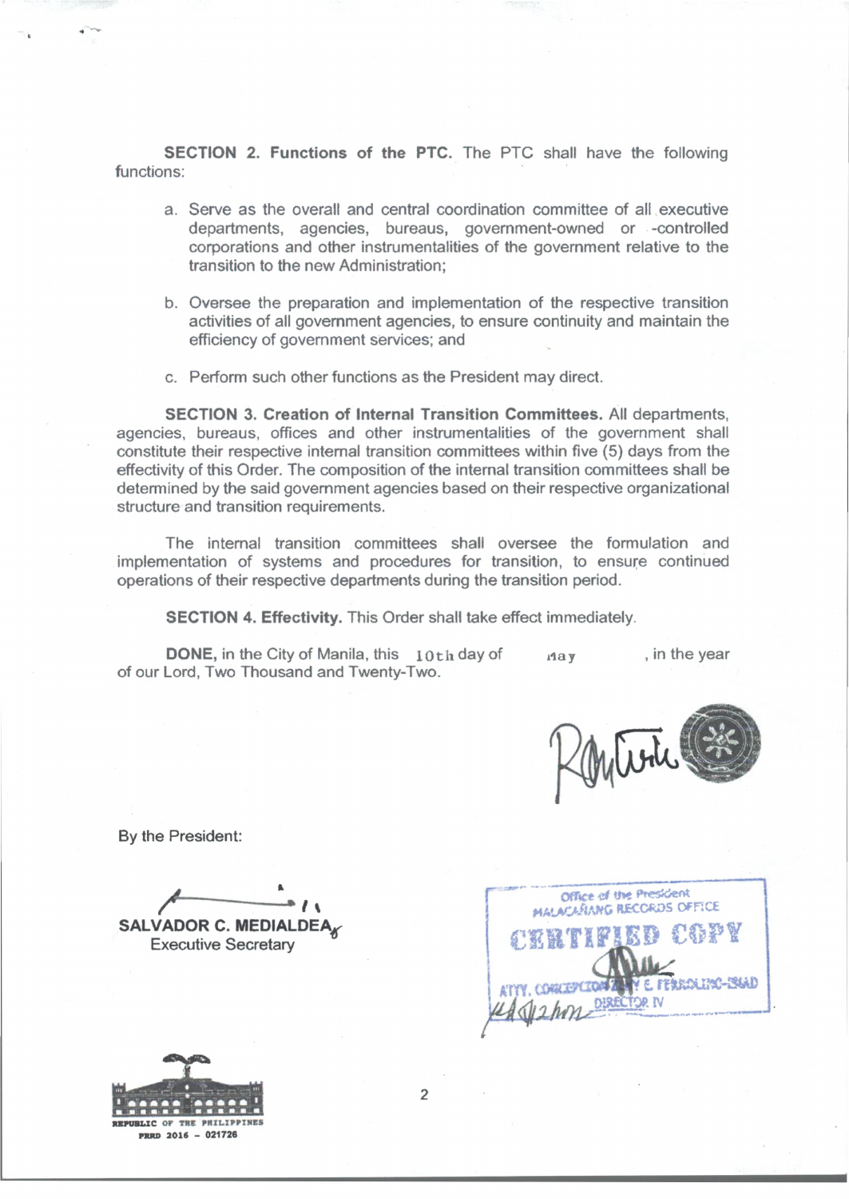**SECTION 2. Functions of the PTC.** The PTC shall have the following functions:

a. Serve as the overall and central coordination committee of all executive departments, agencies, bureaus, government-owned or -controlled corporations and other instrumentalities of the government relative to the transition to the new Administration;

b. Oversee the preparation and implementation of the respective transition activities of all government agencies, to ensure continuity and maintain the efficiency of government services; and

c. Perform such other functions as the President may direct.

**SECTION 3. Creation of Internal Transition Committees.** All departments, agencies, bureaus, offices and other instrumentalities of the government shall constitute their respective internal transition committees within five (5) days from the effectivity of this Order. The composition of the internal transition committees shall be determined by the said government agencies based on their respective organizational structure and transition requirements.

The internal transition committees shall oversee the formulation and implementation of systems and procedures for transition, to ensure continued operations of their respective departments during the transition period.

**SECTION 4. Effectivity.** This Order shall take effect immediately.

**DONE,** in the City of Manila, this 10th day of May, in the year of our Lord, Two Thousand and Twenty-Two.

By the President:

**SALVADOR C. MEDIALDEA**
Executive Secretary

Office of the President
MALACAÑANG RECORDS OFFICE
CERTIFIED COPY
ATTY. CONCEPCION ZENY E. FERROLINO-ENAD
DIRECTOR IV

REPUBLIC OF THE PHILIPPINES
PRRD 2016 – 021726